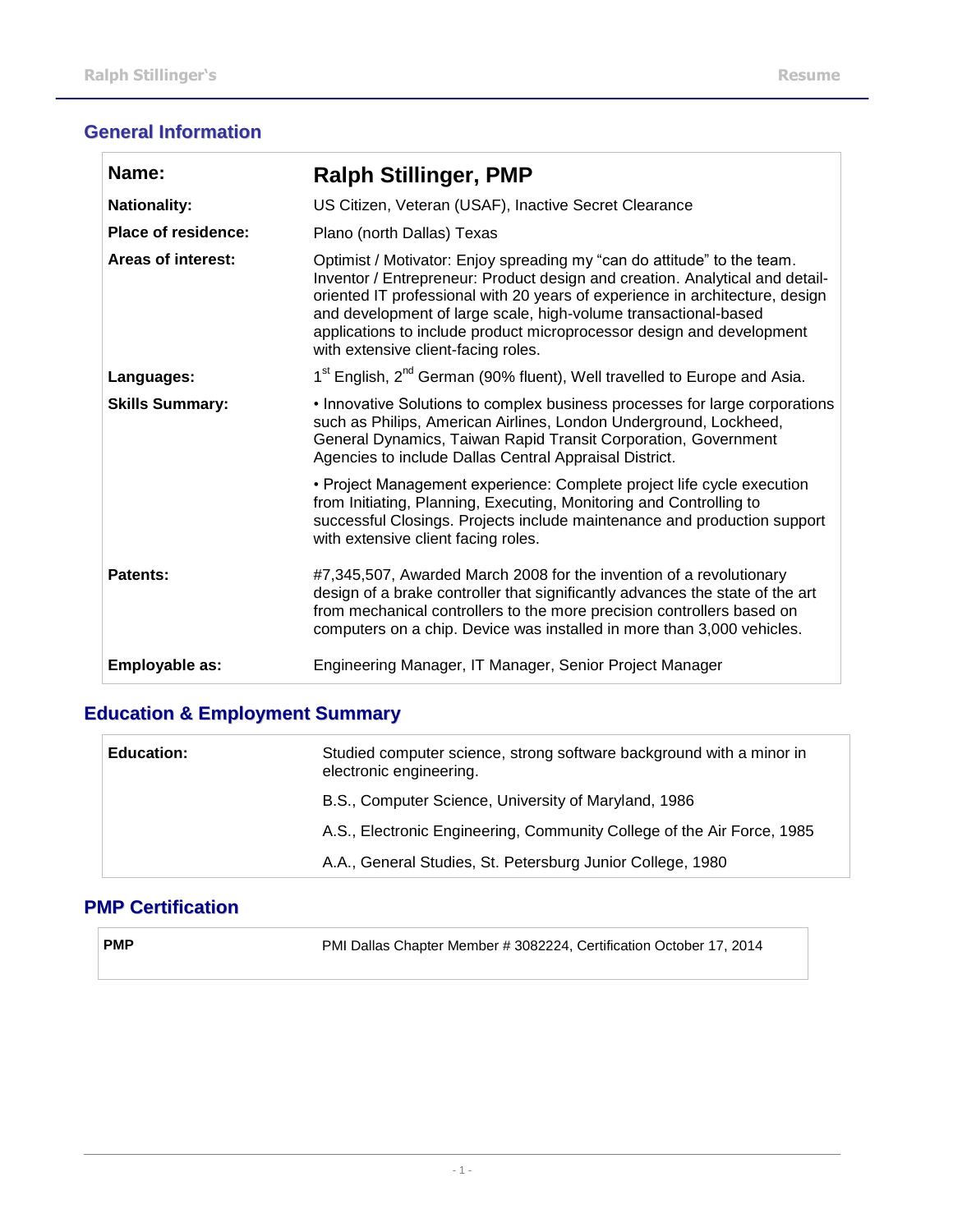## General Information

| | |
|---|---|
| **Name:** | **Ralph Stillinger, PMP** |
| **Nationality:** | US Citizen, Veteran (USAF), Inactive Secret Clearance |
| **Place of residence:** | Plano (north Dallas) Texas |
| **Areas of interest:** | Optimist / Motivator: Enjoy spreading my "can do attitude" to the team. Inventor / Entrepreneur: Product design and creation. Analytical and detail-oriented IT professional with 20 years of experience in architecture, design and development of large scale, high-volume transactional-based applications to include product microprocessor design and development with extensive client-facing roles. |
| **Languages:** | 1st English, 2nd German (90% fluent), Well travelled to Europe and Asia. |
| **Skills Summary:** | • Innovative Solutions to complex business processes for large corporations such as Philips, American Airlines, London Underground, Lockheed, General Dynamics, Taiwan Rapid Transit Corporation, Government Agencies to include Dallas Central Appraisal District. |
| | • Project Management experience: Complete project life cycle execution from Initiating, Planning, Executing, Monitoring and Controlling to successful Closings. Projects include maintenance and production support with extensive client facing roles. |
| **Patents:** | #7,345,507, Awarded March 2008 for the invention of a revolutionary design of a brake controller that significantly advances the state of the art from mechanical controllers to the more precision controllers based on computers on a chip. Device was installed in more than 3,000 vehicles. |
| **Employable as:** | Engineering Manager, IT Manager, Senior Project Manager |

## Education & Employment Summary

| | |
|---|---|
| **Education:** | Studied computer science, strong software background with a minor in electronic engineering. |
| | B.S., Computer Science, University of Maryland, 1986 |
| | A.S., Electronic Engineering, Community College of the Air Force, 1985 |
| | A.A., General Studies, St. Petersburg Junior College, 1980 |

## PMP Certification

| | |
|---|---|
| **PMP** | PMI Dallas Chapter Member # 3082224, Certification October 17, 2014 |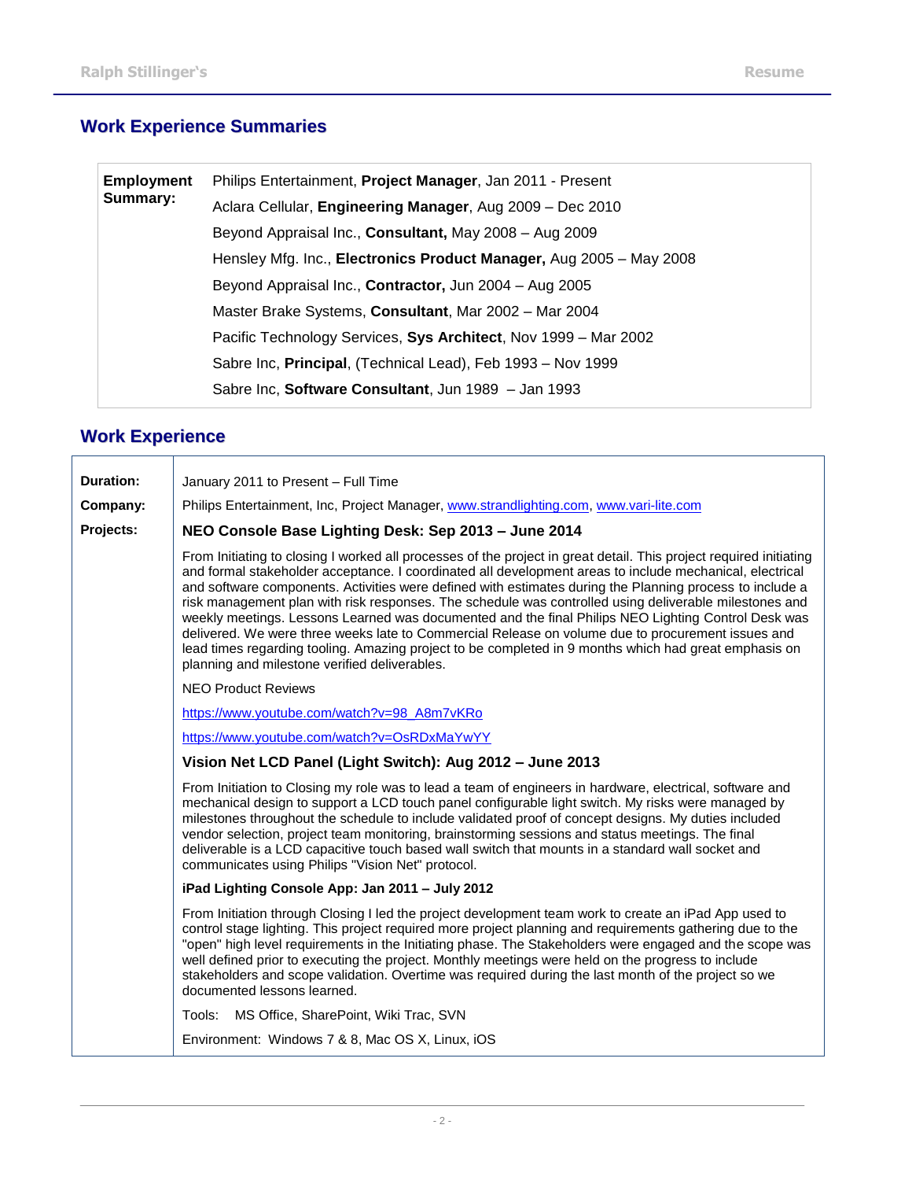## Work Experience Summaries

| **Employment Summary:** | Philips Entertainment, **Project Manager**, Jan 2011 - Present |
|---|---|
| | Aclara Cellular, **Engineering Manager**, Aug 2009 – Dec 2010 |
| | Beyond Appraisal Inc., **Consultant,** May 2008 – Aug 2009 |
| | Hensley Mfg. Inc., **Electronics Product Manager,** Aug 2005 – May 2008 |
| | Beyond Appraisal Inc., **Contractor,** Jun 2004 – Aug 2005 |
| | Master Brake Systems, **Consultant**, Mar 2002 – Mar 2004 |
| | Pacific Technology Services, **Sys Architect**, Nov 1999 – Mar 2002 |
| | Sabre Inc, **Principal**, (Technical Lead), Feb 1993 – Nov 1999 |
| | Sabre Inc, **Software Consultant**, Jun 1989 – Jan 1993 |

## Work Experience

**Duration:** January 2011 to Present – Full Time

**Company:** Philips Entertainment, Inc, Project Manager, www.strandlighting.com, www.vari-lite.com

**Projects:**

### NEO Console Base Lighting Desk: Sep 2013 – June 2014

From Initiating to closing I worked all processes of the project in great detail. This project required initiating and formal stakeholder acceptance. I coordinated all development areas to include mechanical, electrical and software components. Activities were defined with estimates during the Planning process to include a risk management plan with risk responses. The schedule was controlled using deliverable milestones and weekly meetings. Lessons Learned was documented and the final Philips NEO Lighting Control Desk was delivered. We were three weeks late to Commercial Release on volume due to procurement issues and lead times regarding tooling. Amazing project to be completed in 9 months which had great emphasis on planning and milestone verified deliverables.

NEO Product Reviews

https://www.youtube.com/watch?v=98_A8m7vKRo

https://www.youtube.com/watch?v=OsRDxMaYwYY

### Vision Net LCD Panel (Light Switch): Aug 2012 – June 2013

From Initiation to Closing my role was to lead a team of engineers in hardware, electrical, software and mechanical design to support a LCD touch panel configurable light switch. My risks were managed by milestones throughout the schedule to include validated proof of concept designs. My duties included vendor selection, project team monitoring, brainstorming sessions and status meetings. The final deliverable is a LCD capacitive touch based wall switch that mounts in a standard wall socket and communicates using Philips "Vision Net" protocol.

**iPad Lighting Console App: Jan 2011 – July 2012**

From Initiation through Closing I led the project development team work to create an iPad App used to control stage lighting. This project required more project planning and requirements gathering due to the "open" high level requirements in the Initiating phase. The Stakeholders were engaged and the scope was well defined prior to executing the project. Monthly meetings were held on the progress to include stakeholders and scope validation. Overtime was required during the last month of the project so we documented lessons learned.

Tools: MS Office, SharePoint, Wiki Trac, SVN

Environment: Windows 7 & 8, Mac OS X, Linux, iOS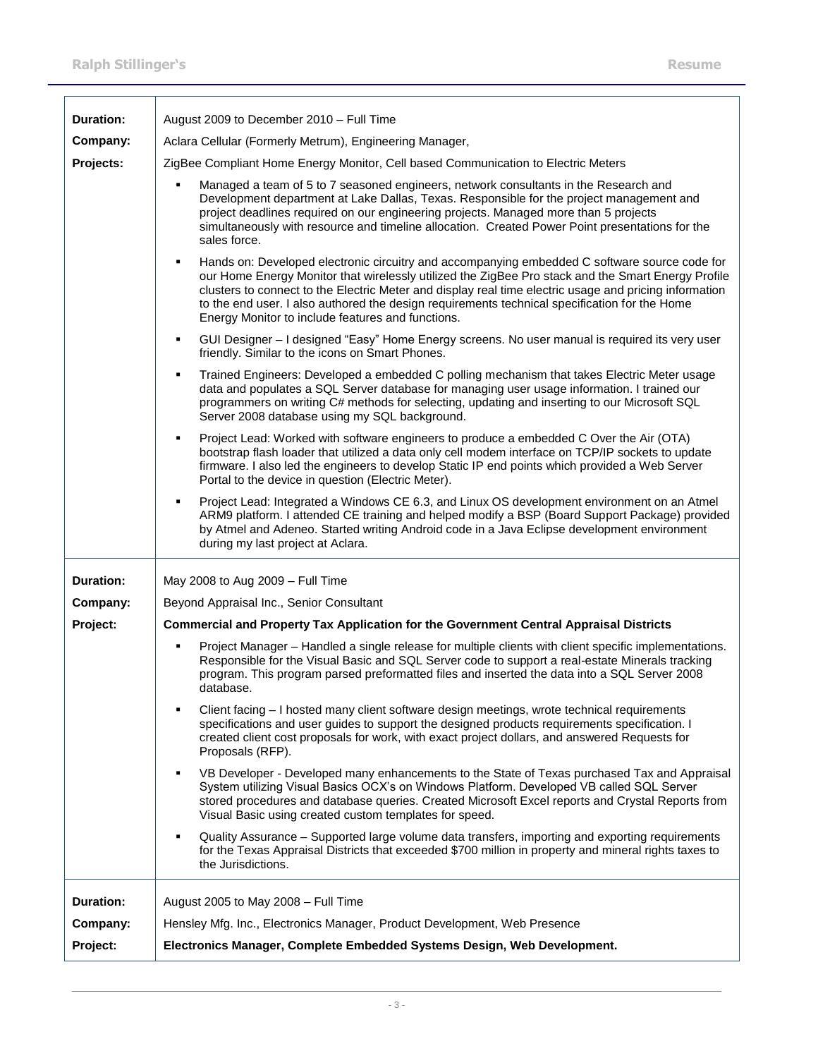| | |
|---|---|
| **Duration:** | August 2009 to December 2010 – Full Time |
| **Company:** | Aclara Cellular (Formerly Metrum), Engineering Manager, |
| **Projects:** | ZigBee Compliant Home Energy Monitor, Cell based Communication to Electric Meters |
| | ▪ Managed a team of 5 to 7 seasoned engineers, network consultants in the Research and Development department at Lake Dallas, Texas. Responsible for the project management and project deadlines required on our engineering projects. Managed more than 5 projects simultaneously with resource and timeline allocation. Created Power Point presentations for the sales force. <br> ▪ Hands on: Developed electronic circuitry and accompanying embedded C software source code for our Home Energy Monitor that wirelessly utilized the ZigBee Pro stack and the Smart Energy Profile clusters to connect to the Electric Meter and display real time electric usage and pricing information to the end user. I also authored the design requirements technical specification for the Home Energy Monitor to include features and functions. <br> ▪ GUI Designer – I designed "Easy" Home Energy screens. No user manual is required its very user friendly. Similar to the icons on Smart Phones. <br> ▪ Trained Engineers: Developed a embedded C polling mechanism that takes Electric Meter usage data and populates a SQL Server database for managing user usage information. I trained our programmers on writing C# methods for selecting, updating and inserting to our Microsoft SQL Server 2008 database using my SQL background. <br> ▪ Project Lead: Worked with software engineers to produce a embedded C Over the Air (OTA) bootstrap flash loader that utilized a data only cell modem interface on TCP/IP sockets to update firmware. I also led the engineers to develop Static IP end points which provided a Web Server Portal to the device in question (Electric Meter). <br> ▪ Project Lead: Integrated a Windows CE 6.3, and Linux OS development environment on an Atmel ARM9 platform. I attended CE training and helped modify a BSP (Board Support Package) provided by Atmel and Adeneo. Started writing Android code in a Java Eclipse development environment during my last project at Aclara. |
| **Duration:** | May 2008 to Aug 2009 – Full Time |
| **Company:** | Beyond Appraisal Inc., Senior Consultant |
| **Project:** | **Commercial and Property Tax Application for the Government Central Appraisal Districts** |
| | ▪ Project Manager – Handled a single release for multiple clients with client specific implementations. Responsible for the Visual Basic and SQL Server code to support a real-estate Minerals tracking program. This program parsed preformatted files and inserted the data into a SQL Server 2008 database. <br> ▪ Client facing – I hosted many client software design meetings, wrote technical requirements specifications and user guides to support the designed products requirements specification. I created client cost proposals for work, with exact project dollars, and answered Requests for Proposals (RFP). <br> ▪ VB Developer - Developed many enhancements to the State of Texas purchased Tax and Appraisal System utilizing Visual Basics OCX's on Windows Platform. Developed VB called SQL Server stored procedures and database queries. Created Microsoft Excel reports and Crystal Reports from Visual Basic using created custom templates for speed. <br> ▪ Quality Assurance – Supported large volume data transfers, importing and exporting requirements for the Texas Appraisal Districts that exceeded $700 million in property and mineral rights taxes to the Jurisdictions. |
| **Duration:** | August 2005 to May 2008 – Full Time |
| **Company:** | Hensley Mfg. Inc., Electronics Manager, Product Development, Web Presence |
| **Project:** | **Electronics Manager, Complete Embedded Systems Design, Web Development.** |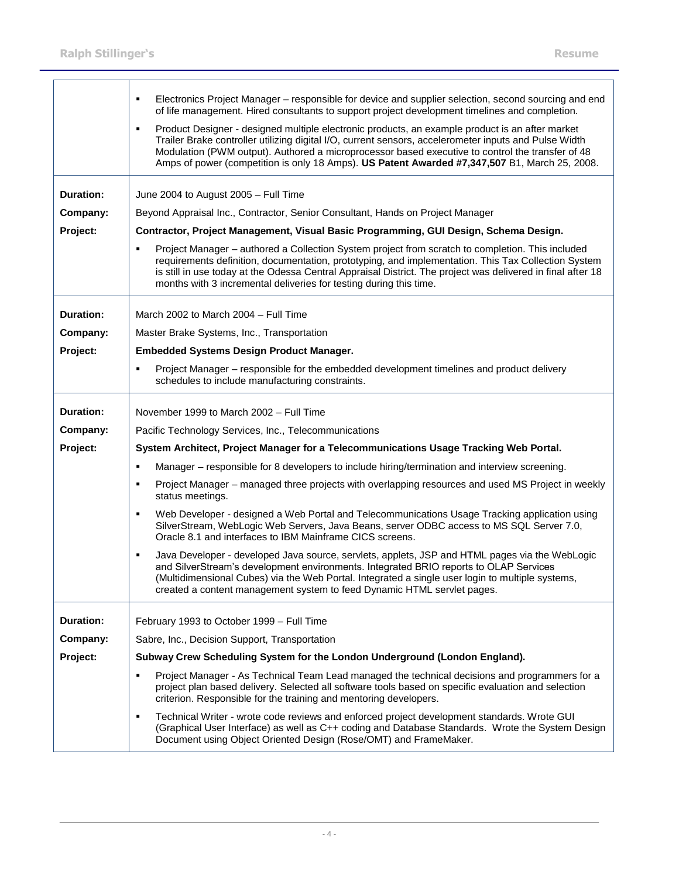| | |
|---|---|
| | ▪ Electronics Project Manager – responsible for device and supplier selection, second sourcing and end of life management. Hired consultants to support project development timelines and completion.<br>▪ Product Designer - designed multiple electronic products, an example product is an after market Trailer Brake controller utilizing digital I/O, current sensors, accelerometer inputs and Pulse Width Modulation (PWM output). Authored a microprocessor based executive to control the transfer of 48 Amps of power (competition is only 18 Amps). **US Patent Awarded #7,347,507** B1, March 25, 2008. |
| **Duration:** | June 2004 to August 2005 – Full Time |
| **Company:** | Beyond Appraisal Inc., Contractor, Senior Consultant, Hands on Project Manager |
| **Project:** | **Contractor, Project Management, Visual Basic Programming, GUI Design, Schema Design.** |
| | ▪ Project Manager – authored a Collection System project from scratch to completion. This included requirements definition, documentation, prototyping, and implementation. This Tax Collection System is still in use today at the Odessa Central Appraisal District. The project was delivered in final after 18 months with 3 incremental deliveries for testing during this time. |
| **Duration:** | March 2002 to March 2004 – Full Time |
| **Company:** | Master Brake Systems, Inc., Transportation |
| **Project:** | **Embedded Systems Design Product Manager.** |
| | ▪ Project Manager – responsible for the embedded development timelines and product delivery schedules to include manufacturing constraints. |
| **Duration:** | November 1999 to March 2002 – Full Time |
| **Company:** | Pacific Technology Services, Inc., Telecommunications |
| **Project:** | **System Architect, Project Manager for a Telecommunications Usage Tracking Web Portal.** |
| | ▪ Manager – responsible for 8 developers to include hiring/termination and interview screening.<br>▪ Project Manager – managed three projects with overlapping resources and used MS Project in weekly status meetings.<br>▪ Web Developer - designed a Web Portal and Telecommunications Usage Tracking application using SilverStream, WebLogic Web Servers, Java Beans, server ODBC access to MS SQL Server 7.0, Oracle 8.1 and interfaces to IBM Mainframe CICS screens.<br>▪ Java Developer - developed Java source, servlets, applets, JSP and HTML pages via the WebLogic and SilverStream's development environments. Integrated BRIO reports to OLAP Services (Multidimensional Cubes) via the Web Portal. Integrated a single user login to multiple systems, created a content management system to feed Dynamic HTML servlet pages. |
| **Duration:** | February 1993 to October 1999 – Full Time |
| **Company:** | Sabre, Inc., Decision Support, Transportation |
| **Project:** | **Subway Crew Scheduling System for the London Underground (London England).** |
| | ▪ Project Manager - As Technical Team Lead managed the technical decisions and programmers for a project plan based delivery. Selected all software tools based on specific evaluation and selection criterion. Responsible for the training and mentoring developers.<br>▪ Technical Writer - wrote code reviews and enforced project development standards. Wrote GUI (Graphical User Interface) as well as C++ coding and Database Standards. Wrote the System Design Document using Object Oriented Design (Rose/OMT) and FrameMaker. |